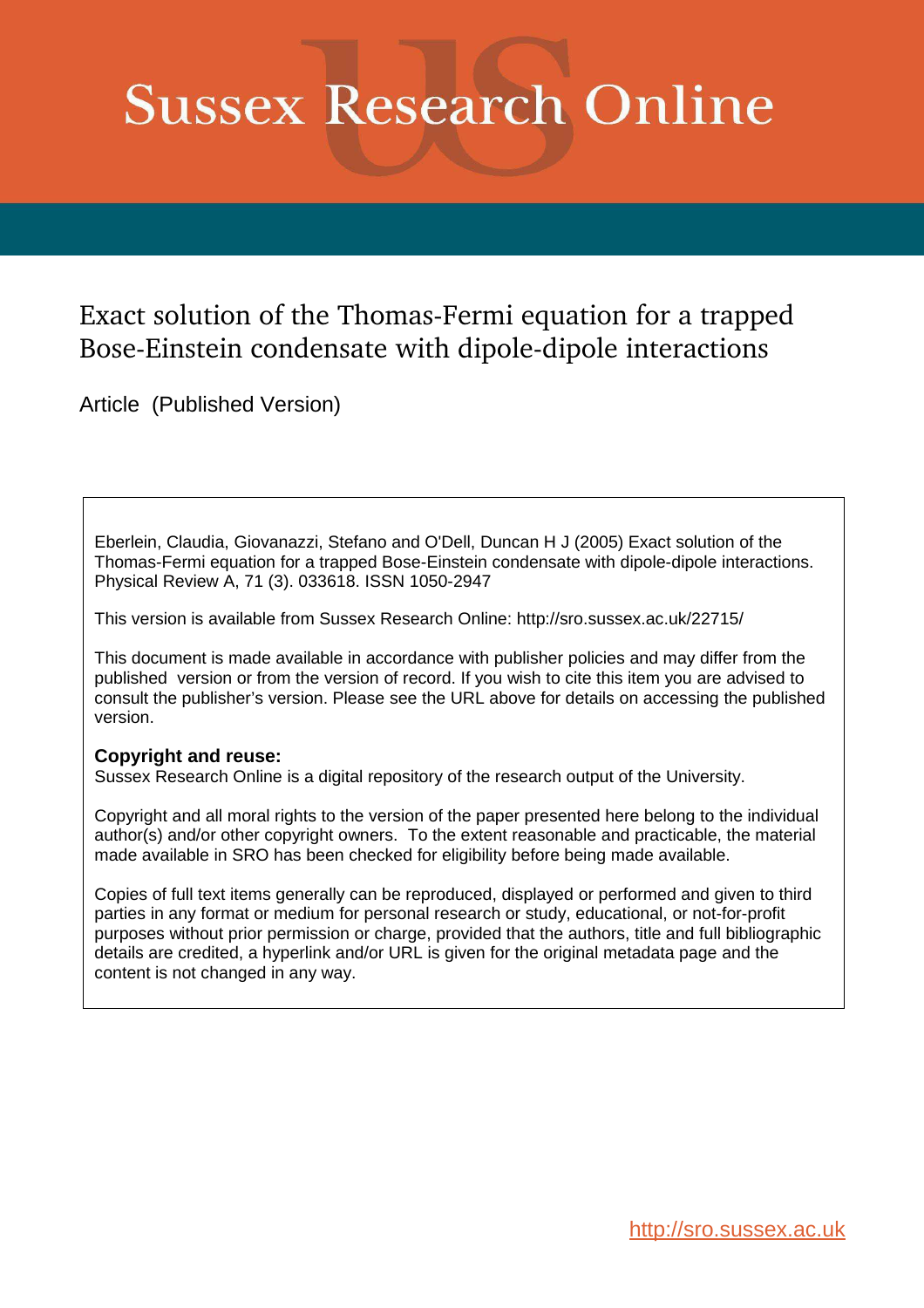# Sussex Research Online

## Exact solution of the Thomas-Fermi equation for a trapped Bose-Einstein condensate with dipole-dipole interactions

Article (Published Version)

Eberlein, Claudia, Giovanazzi, Stefano and O'Dell, Duncan H J (2005) Exact solution of the Thomas-Fermi equation for a trapped Bose-Einstein condensate with dipole-dipole interactions. Physical Review A, 71 (3). 033618. ISSN 1050-2947

This version is available from Sussex Research Online: http://sro.sussex.ac.uk/22715/

This document is made available in accordance with publisher policies and may differ from the published version or from the version of record. If you wish to cite this item you are advised to consult the publisher's version. Please see the URL above for details on accessing the published version.

**Copyright and reuse:**
Sussex Research Online is a digital repository of the research output of the University.

Copyright and all moral rights to the version of the paper presented here belong to the individual author(s) and/or other copyright owners. To the extent reasonable and practicable, the material made available in SRO has been checked for eligibility before being made available.

Copies of full text items generally can be reproduced, displayed or performed and given to third parties in any format or medium for personal research or study, educational, or not-for-profit purposes without prior permission or charge, provided that the authors, title and full bibliographic details are credited, a hyperlink and/or URL is given for the original metadata page and the content is not changed in any way.

http://sro.sussex.ac.uk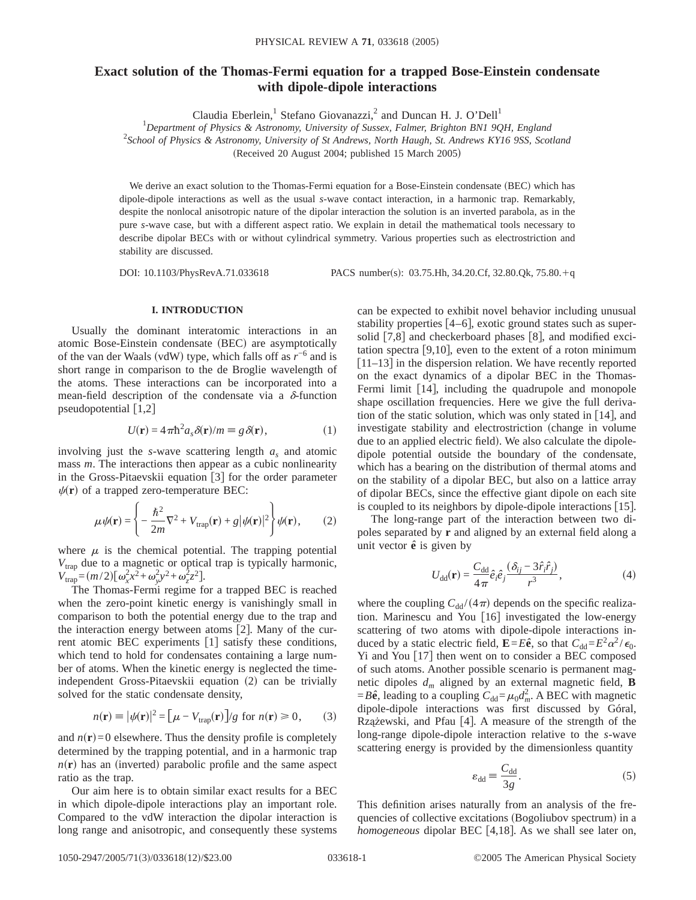# Exact solution of the Thomas-Fermi equation for a trapped Bose-Einstein condensate with dipole-dipole interactions

Claudia Eberlein,[1] Stefano Giovanazzi,[2] and Duncan H. J. O'Dell[1]

[1] *Department of Physics & Astronomy, University of Sussex, Falmer, Brighton BN1 9QH, England*
[2] *School of Physics & Astronomy, University of St Andrews, North Haugh, St. Andrews KY16 9SS, Scotland*

(Received 20 August 2004; published 15 March 2005)

We derive an exact solution to the Thomas-Fermi equation for a Bose-Einstein condensate (BEC) which has dipole-dipole interactions as well as the usual *s*-wave contact interaction, in a harmonic trap. Remarkably, despite the nonlocal anisotropic nature of the dipolar interaction the solution is an inverted parabola, as in the pure *s*-wave case, but with a different aspect ratio. We explain in detail the mathematical tools necessary to describe dipolar BECs with or without cylindrical symmetry. Various properties such as electrostriction and stability are discussed.

DOI: 10.1103/PhysRevA.71.033618 PACS number(s): 03.75.Hh, 34.20.Cf, 32.80.Qk, 75.80.+q

## I. INTRODUCTION

Usually the dominant interatomic interactions in an atomic Bose-Einstein condensate (BEC) are asymptotically of the van der Waals (vdW) type, which falls off as $r^{-6}$ and is short range in comparison to the de Broglie wavelength of the atoms. These interactions can be incorporated into a mean-field description of the condensate via a $\delta$-function pseudopotential [1,2]

$$U(\mathbf{r}) = 4\pi\hbar^2 a_s \delta(\mathbf{r})/m \equiv g\delta(\mathbf{r}), \tag{1}$$

involving just the *s*-wave scattering length $a_s$ and atomic mass $m$. The interactions then appear as a cubic nonlinearity in the Gross-Pitaevskii equation [3] for the order parameter $\psi(\mathbf{r})$ of a trapped zero-temperature BEC:

$$\mu\psi(\mathbf{r}) = \left\{ -\frac{\hbar^2}{2m}\nabla^2 + V_{\text{trap}}(\mathbf{r}) + g|\psi(\mathbf{r})|^2 \right\}\psi(\mathbf{r}), \tag{2}$$

where $\mu$ is the chemical potential. The trapping potential $V_{\text{trap}}$ due to a magnetic or optical trap is typically harmonic, $V_{\text{trap}} = (m/2)[\omega_x^2 x^2 + \omega_y^2 y^2 + \omega_z^2 z^2]$.

The Thomas-Fermi regime for a trapped BEC is reached when the zero-point kinetic energy is vanishingly small in comparison to both the potential energy due to the trap and the interaction energy between atoms [2]. Many of the current atomic BEC experiments [1] satisfy these conditions, which tend to hold for condensates containing a large number of atoms. When the kinetic energy is neglected the time-independent Gross-Pitaevskii equation (2) can be trivially solved for the static condensate density,

$$n(\mathbf{r}) \equiv |\psi(\mathbf{r})|^2 = [\mu - V_{\text{trap}}(\mathbf{r})]/g \text{ for } n(\mathbf{r}) \geq 0, \tag{3}$$

and $n(\mathbf{r}) = 0$ elsewhere. Thus the density profile is completely determined by the trapping potential, and in a harmonic trap $n(\mathbf{r})$ has an (inverted) parabolic profile and the same aspect ratio as the trap.

Our aim here is to obtain similar exact results for a BEC in which dipole-dipole interactions play an important role. Compared to the vdW interaction the dipolar interaction is long range and anisotropic, and consequently these systems can be expected to exhibit novel behavior including unusual stability properties [4–6], exotic ground states such as supersolid [7,8] and checkerboard phases [8], and modified excitation spectra [9,10], even to the extent of a roton minimum [11–13] in the dispersion relation. We have recently reported on the exact dynamics of a dipolar BEC in the Thomas-Fermi limit [14], including the quadrupole and monopole shape oscillation frequencies. Here we give the full derivation of the static solution, which was only stated in [14], and investigate stability and electrostriction (change in volume due to an applied electric field). We also calculate the dipole-dipole potential outside the boundary of the condensate, which has a bearing on the distribution of thermal atoms and on the stability of a dipolar BEC, but also on a lattice array of dipolar BECs, since the effective giant dipole on each site is coupled to its neighbors by dipole-dipole interactions [15].

The long-range part of the interaction between two dipoles separated by $\mathbf{r}$ and aligned by an external field along a unit vector $\hat{\mathbf{e}}$ is given by

$$U_{\text{dd}}(\mathbf{r}) = \frac{C_{\text{dd}}}{4\pi}\hat{e}_i\hat{e}_j\frac{(\delta_{ij} - 3\hat{r}_i\hat{r}_j)}{r^3}, \tag{4}$$

where the coupling $C_{\text{dd}}/(4\pi)$ depends on the specific realization. Marinescu and You [16] investigated the low-energy scattering of two atoms with dipole-dipole interactions induced by a static electric field, $\mathbf{E} = E\hat{\mathbf{e}}$, so that $C_{\text{dd}} = E^2\alpha^2/\epsilon_0$. Yi and You [17] then went on to consider a BEC composed of such atoms. Another possible scenario is permanent magnetic dipoles $d_m$ aligned by an external magnetic field, $\mathbf{B} = B\hat{\mathbf{e}}$, leading to a coupling $C_{\text{dd}} = \mu_0 d_m^2$. A BEC with magnetic dipole-dipole interactions was first discussed by Góral, Rzążewski, and Pfau [4]. A measure of the strength of the long-range dipole-dipole interaction relative to the *s*-wave scattering energy is provided by the dimensionless quantity

$$\varepsilon_{\text{dd}} \equiv \frac{C_{\text{dd}}}{3g}. \tag{5}$$

This definition arises naturally from an analysis of the frequencies of collective excitations (Bogoliubov spectrum) in a *homogeneous* dipolar BEC [4,18]. As we shall see later on,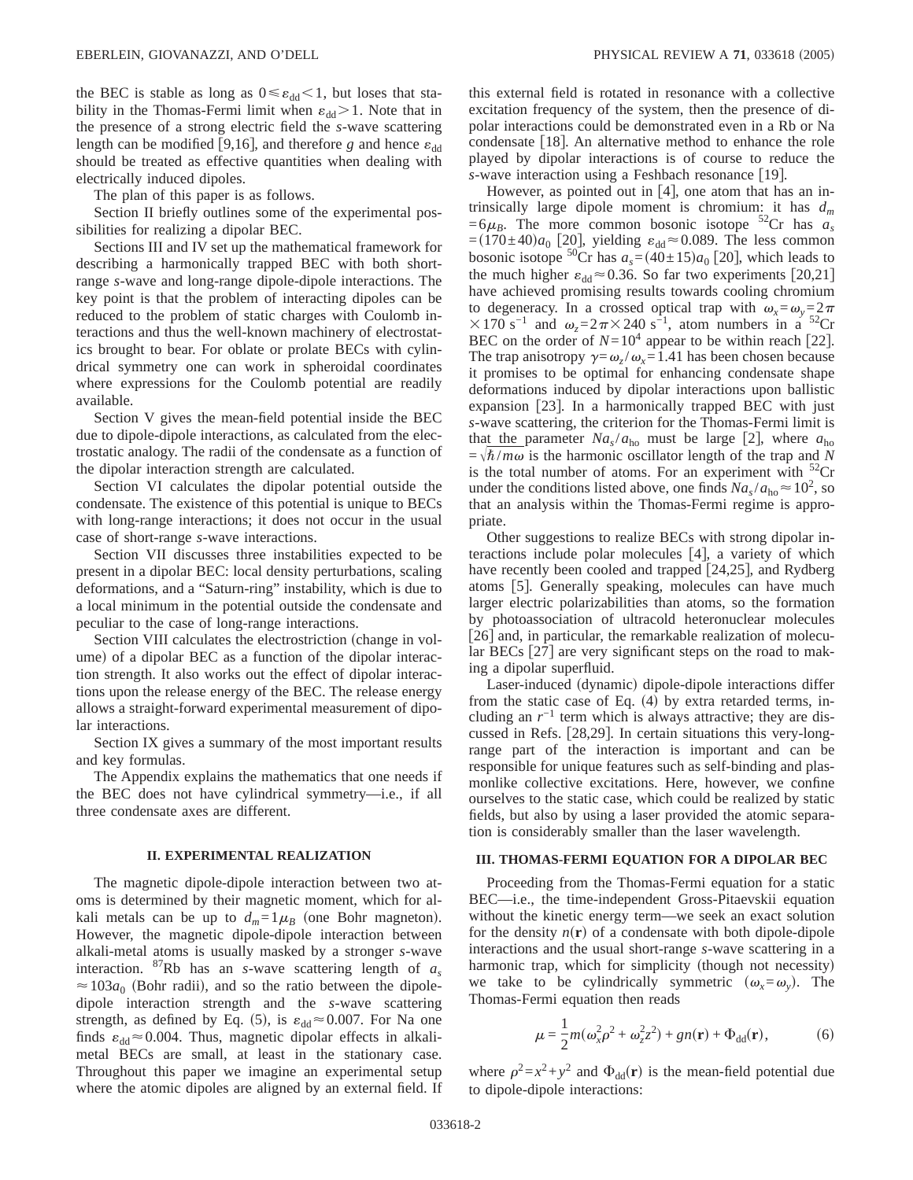the BEC is stable as long as $0 \leq \varepsilon_{\rm dd} < 1$, but loses that stability in the Thomas-Fermi limit when $\varepsilon_{\rm dd} > 1$. Note that in the presence of a strong electric field the *s*-wave scattering length can be modified [9,16], and therefore $g$ and hence $\varepsilon_{\rm dd}$ should be treated as effective quantities when dealing with electrically induced dipoles.

The plan of this paper is as follows.

Section II briefly outlines some of the experimental possibilities for realizing a dipolar BEC.

Sections III and IV set up the mathematical framework for describing a harmonically trapped BEC with both short-range *s*-wave and long-range dipole-dipole interactions. The key point is that the problem of interacting dipoles can be reduced to the problem of static charges with Coulomb interactions and thus the well-known machinery of electrostatics brought to bear. For oblate or prolate BECs with cylindrical symmetry one can work in spheroidal coordinates where expressions for the Coulomb potential are readily available.

Section V gives the mean-field potential inside the BEC due to dipole-dipole interactions, as calculated from the electrostatic analogy. The radii of the condensate as a function of the dipolar interaction strength are calculated.

Section VI calculates the dipolar potential outside the condensate. The existence of this potential is unique to BECs with long-range interactions; it does not occur in the usual case of short-range *s*-wave interactions.

Section VII discusses three instabilities expected to be present in a dipolar BEC: local density perturbations, scaling deformations, and a "Saturn-ring" instability, which is due to a local minimum in the potential outside the condensate and peculiar to the case of long-range interactions.

Section VIII calculates the electrostriction (change in volume) of a dipolar BEC as a function of the dipolar interaction strength. It also works out the effect of dipolar interactions upon the release energy of the BEC. The release energy allows a straight-forward experimental measurement of dipolar interactions.

Section IX gives a summary of the most important results and key formulas.

The Appendix explains the mathematics that one needs if the BEC does not have cylindrical symmetry—i.e., if all three condensate axes are different.

## II. EXPERIMENTAL REALIZATION

The magnetic dipole-dipole interaction between two atoms is determined by their magnetic moment, which for alkali metals can be up to $d_m = 1\mu_B$ (one Bohr magneton). However, the magnetic dipole-dipole interaction between alkali-metal atoms is usually masked by a stronger *s*-wave interaction. $^{87}$Rb has an *s*-wave scattering length of $a_s \approx 103 a_0$ (Bohr radii), and so the ratio between the dipole-dipole interaction strength and the *s*-wave scattering strength, as defined by Eq. (5), is $\varepsilon_{\rm dd} \approx 0.007$. For Na one finds $\varepsilon_{\rm dd} \approx 0.004$. Thus, magnetic dipolar effects in alkali-metal BECs are small, at least in the stationary case. Throughout this paper we imagine an experimental setup where the atomic dipoles are aligned by an external field. If this external field is rotated in resonance with a collective excitation frequency of the system, then the presence of dipolar interactions could be demonstrated even in a Rb or Na condensate [18]. An alternative method to enhance the role played by dipolar interactions is of course to reduce the *s*-wave interaction using a Feshbach resonance [19].

However, as pointed out in [4], one atom that has an intrinsically large dipole moment is chromium: it has $d_m = 6\mu_B$. The more common bosonic isotope $^{52}$Cr has $a_s = (170 \pm 40) a_0$ [20], yielding $\varepsilon_{\rm dd} \approx 0.089$. The less common bosonic isotope $^{50}$Cr has $a_s = (40 \pm 15) a_0$ [20], which leads to the much higher $\varepsilon_{\rm dd} \approx 0.36$. So far two experiments [20,21] have achieved promising results towards cooling chromium to degeneracy. In a crossed optical trap with $\omega_x = \omega_y = 2\pi \times 170\ \mathrm{s}^{-1}$ and $\omega_z = 2\pi \times 240\ \mathrm{s}^{-1}$, atom numbers in a $^{52}$Cr BEC on the order of $N = 10^4$ appear to be within reach [22]. The trap anisotropy $\gamma = \omega_z / \omega_x = 1.41$ has been chosen because it promises to be optimal for enhancing condensate shape deformations induced by dipolar interactions upon ballistic expansion [23]. In a harmonically trapped BEC with just *s*-wave scattering, the criterion for the Thomas-Fermi limit is that the parameter $N a_s / a_{\rm ho}$ must be large [2], where $a_{\rm ho} = \sqrt{\hbar / m\omega}$ is the harmonic oscillator length of the trap and $N$ is the total number of atoms. For an experiment with $^{52}$Cr under the conditions listed above, one finds $N a_s / a_{\rm ho} \approx 10^2$, so that an analysis within the Thomas-Fermi regime is appropriate.

Other suggestions to realize BECs with strong dipolar interactions include polar molecules [4], a variety of which have recently been cooled and trapped [24,25], and Rydberg atoms [5]. Generally speaking, molecules can have much larger electric polarizabilities than atoms, so the formation by photoassociation of ultracold heteronuclear molecules [26] and, in particular, the remarkable realization of molecular BECs [27] are very significant steps on the road to making a dipolar superfluid.

Laser-induced (dynamic) dipole-dipole interactions differ from the static case of Eq. (4) by extra retarded terms, including an $r^{-1}$ term which is always attractive; they are discussed in Refs. [28,29]. In certain situations this very-long-range part of the interaction is important and can be responsible for unique features such as self-binding and plasmonlike collective excitations. Here, however, we confine ourselves to the static case, which could be realized by static fields, but also by using a laser provided the atomic separation is considerably smaller than the laser wavelength.

## III. THOMAS-FERMI EQUATION FOR A DIPOLAR BEC

Proceeding from the Thomas-Fermi equation for a static BEC—i.e., the time-independent Gross-Pitaevskii equation without the kinetic energy term—we seek an exact solution for the density $n(\mathbf{r})$ of a condensate with both dipole-dipole interactions and the usual short-range *s*-wave scattering in a harmonic trap, which for simplicity (though not necessity) we take to be cylindrically symmetric $(\omega_x = \omega_y)$. The Thomas-Fermi equation then reads

$$\mu = \frac{1}{2} m(\omega_x^2 \rho^2 + \omega_z^2 z^2) + g n(\mathbf{r}) + \Phi_{\rm dd}(\mathbf{r}), \tag{6}$$

where $\rho^2 = x^2 + y^2$ and $\Phi_{\rm dd}(\mathbf{r})$ is the mean-field potential due to dipole-dipole interactions: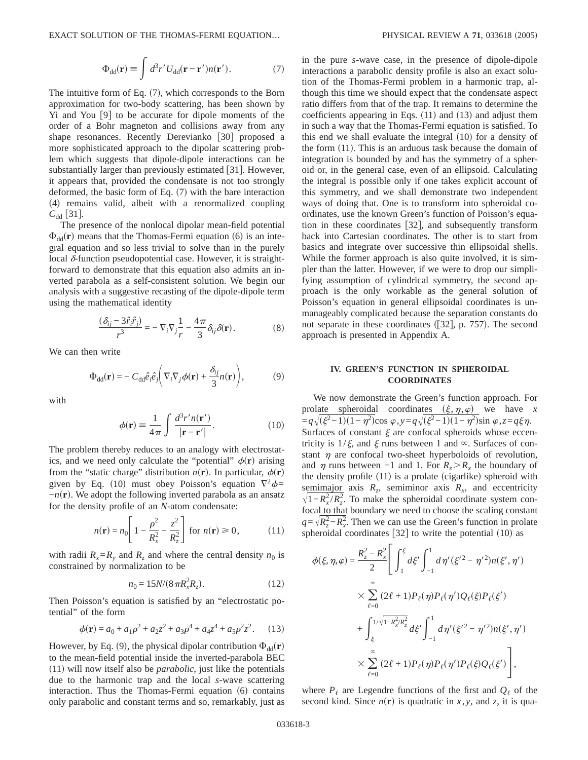$$\Phi_{\mathrm{dd}}(\mathbf{r}) \equiv \int d^3r' U_{\mathrm{dd}}(\mathbf{r}-\mathbf{r}')n(\mathbf{r}'). \tag{7}$$

The intuitive form of Eq. (7), which corresponds to the Born approximation for two-body scattering, has been shown by Yi and You [9] to be accurate for dipole moments of the order of a Bohr magneton and collisions away from any shape resonances. Recently Derevianko [30] proposed a more sophisticated approach to the dipolar scattering problem which suggests that dipole-dipole interactions can be substantially larger than previously estimated [31]. However, it appears that, provided the condensate is not too strongly deformed, the basic form of Eq. (7) with the bare interaction (4) remains valid, albeit with a renormalized coupling $C_{\mathrm{dd}}$ [31].

The presence of the nonlocal dipolar mean-field potential $\Phi_{\mathrm{dd}}(\mathbf{r})$ means that the Thomas-Fermi equation (6) is an integral equation and so less trivial to solve than in the purely local $\delta$-function pseudopotential case. However, it is straightforward to demonstrate that this equation also admits an inverted parabola as a self-consistent solution. We begin our analysis with a suggestive recasting of the dipole-dipole term using the mathematical identity

$$\frac{(\delta_{ij}-3\hat{r}_i\hat{r}_j)}{r^3} = -\nabla_i\nabla_j\frac{1}{r} - \frac{4\pi}{3}\delta_{ij}\delta(\mathbf{r}). \tag{8}$$

We can then write

$$\Phi_{\mathrm{dd}}(\mathbf{r}) = -C_{\mathrm{dd}}\hat{e}_i\hat{e}_j\left(\nabla_i\nabla_j\phi(\mathbf{r}) + \frac{\delta_{ij}}{3}n(\mathbf{r})\right), \tag{9}$$

with

$$\phi(\mathbf{r}) \equiv \frac{1}{4\pi}\int \frac{d^3r' n(\mathbf{r}')}{|\mathbf{r}-\mathbf{r}'|}. \tag{10}$$

The problem thereby reduces to an analogy with electrostatics, and we need only calculate the "potential" $\phi(\mathbf{r})$ arising from the "static charge" distribution $n(\mathbf{r})$. In particular, $\phi(\mathbf{r})$ given by Eq. (10) must obey Poisson's equation $\nabla^2\phi = -n(\mathbf{r})$. We adopt the following inverted parabola as an ansatz for the density profile of an $N$-atom condensate:

$$n(\mathbf{r}) = n_0\left[1 - \frac{\rho^2}{R_x^2} - \frac{z^2}{R_z^2}\right] \text{ for } n(\mathbf{r}) \geq 0, \tag{11}$$

with radii $R_x = R_y$ and $R_z$ and where the central density $n_0$ is constrained by normalization to be

$$n_0 = 15N/(8\pi R_x^2 R_z). \tag{12}$$

Then Poisson's equation is satisfied by an "electrostatic potential" of the form

$$\phi(\mathbf{r}) = a_0 + a_1\rho^2 + a_2 z^2 + a_3\rho^4 + a_4 z^4 + a_5\rho^2 z^2. \tag{13}$$

However, by Eq. (9), the physical dipolar contribution $\Phi_{\mathrm{dd}}(\mathbf{r})$ to the mean-field potential inside the inverted-parabola BEC (11) will now itself also be *parabolic*, just like the potentials due to the harmonic trap and the local $s$-wave scattering interaction. Thus the Thomas-Fermi equation (6) contains only parabolic and constant terms and so, remarkably, just as in the pure $s$-wave case, in the presence of dipole-dipole interactions a parabolic density profile is also an exact solution of the Thomas-Fermi problem in a harmonic trap, although this time we should expect that the condensate aspect ratio differs from that of the trap. It remains to determine the coefficients appearing in Eqs. (11) and (13) and adjust them in such a way that the Thomas-Fermi equation is satisfied. To this end we shall evaluate the integral (10) for a density of the form (11). This is an arduous task because the domain of integration is bounded by and has the symmetry of a spheroid or, in the general case, even of an ellipsoid. Calculating the integral is possible only if one takes explicit account of this symmetry, and we shall demonstrate two independent ways of doing that. One is to transform into spheroidal coordinates, use the known Green's function of Poisson's equation in these coordinates [32], and subsequently transform back into Cartesian coordinates. The other is to start from basics and integrate over successive thin ellipsoidal shells. While the former approach is also quite involved, it is simpler than the latter. However, if we were to drop our simplifying assumption of cylindrical symmetry, the second approach is the only workable as the general solution of Poisson's equation in general ellipsoidal coordinates is unmanageably complicated because the separation constants do not separate in these coordinates ([32], p. 757). The second approach is presented in Appendix A.

## IV. GREEN'S FUNCTION IN SPHEROIDAL COORDINATES

We now demonstrate the Green's function approach. For prolate spheroidal coordinates $(\xi,\eta,\varphi)$ we have $x = q\sqrt{(\xi^2-1)(1-\eta^2)}\cos\varphi, y = q\sqrt{(\xi^2-1)(1-\eta^2)}\sin\varphi, z = q\xi\eta$. Surfaces of constant $\xi$ are confocal spheroids whose eccentricity is $1/\xi$, and $\xi$ runs between 1 and $\infty$. Surfaces of constant $\eta$ are confocal two-sheet hyperboloids of revolution, and $\eta$ runs between $-1$ and 1. For $R_z > R_x$ the boundary of the density profile (11) is a prolate (cigarlike) spheroid with semimajor axis $R_z$, semiminor axis $R_x$, and eccentricity $\sqrt{1-R_x^2/R_z^2}$. To make the spheroidal coordinate system confocal to that boundary we need to choose the scaling constant $q = \sqrt{R_z^2 - R_x^2}$. Then we can use the Green's function in prolate spheroidal coordinates [32] to write the potential (10) as

$$\begin{aligned}\phi(\xi,\eta,\varphi) = \frac{R_z^2 - R_x^2}{2}\Bigg[&\int_1^{\xi} d\xi' \int_{-1}^{1} d\eta' (\xi'^2 - \eta'^2)n(\xi',\eta') \\ &\times \sum_{\ell=0}^{\infty}(2\ell+1)P_\ell(\eta)P_\ell(\eta')Q_\ell(\xi)P_\ell(\xi') \\ &+ \int_{\xi}^{1/\sqrt{1-R_x^2/R_z^2}} d\xi' \int_{-1}^{1} d\eta' (\xi'^2 - \eta'^2)n(\xi',\eta') \\ &\times \sum_{\ell=0}^{\infty}(2\ell+1)P_\ell(\eta)P_\ell(\eta')P_\ell(\xi)Q_\ell(\xi')\Bigg],\end{aligned}$$

where $P_\ell$ are Legendre functions of the first and $Q_\ell$ of the second kind. Since $n(\mathbf{r})$ is quadratic in $x, y$, and $z$, it is qua-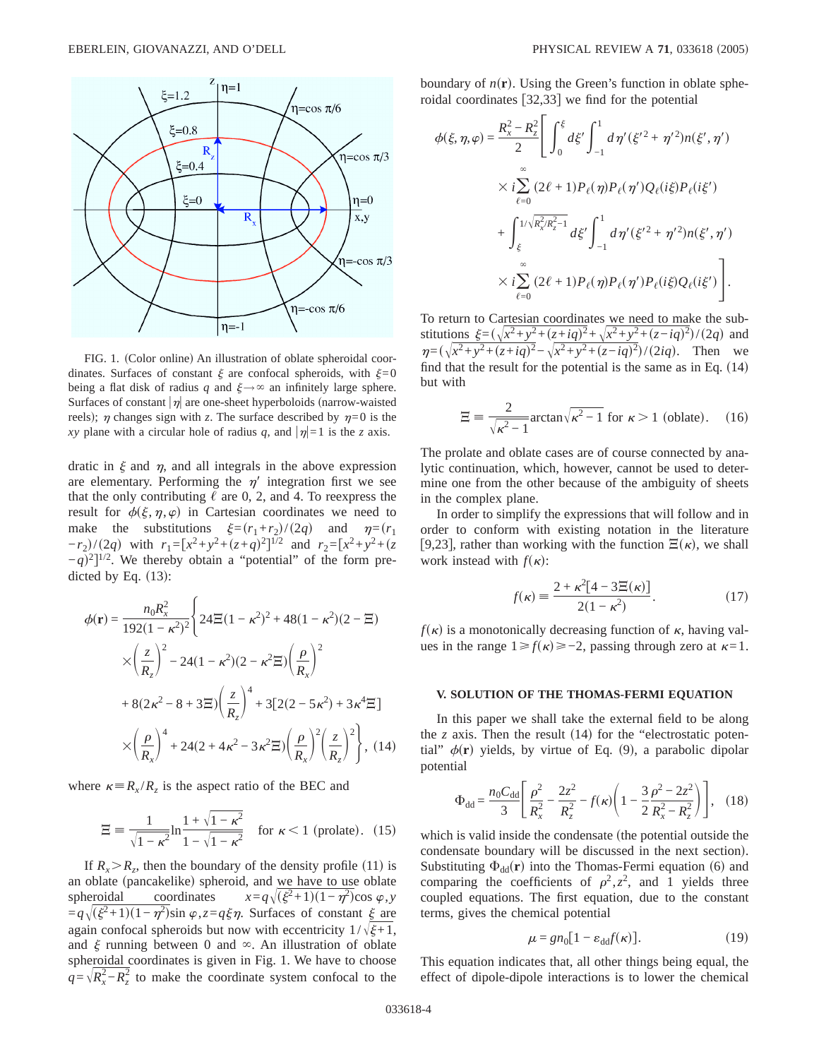FIG. 1. (Color online) An illustration of oblate spheroidal coordinates. Surfaces of constant $\xi$ are confocal spheroids, with $\xi=0$ being a flat disk of radius $q$ and $\xi\to\infty$ an infinitely large sphere. Surfaces of constant $|\eta|$ are one-sheet hyperboloids (narrow-waisted reels); $\eta$ changes sign with $z$. The surface described by $\eta=0$ is the $xy$ plane with a circular hole of radius $q$, and $|\eta|=1$ is the $z$ axis.

dratic in $\xi$ and $\eta$, and all integrals in the above expression are elementary. Performing the $\eta'$ integration first we see that the only contributing $\ell$ are 0, 2, and 4. To reexpress the result for $\phi(\xi,\eta,\varphi)$ in Cartesian coordinates we need to make the substitutions $\xi=(r_1+r_2)/(2q)$ and $\eta=(r_1-r_2)/(2q)$ with $r_1=[x^2+y^2+(z+q)^2]^{1/2}$ and $r_2=[x^2+y^2+(z-q)^2]^{1/2}$. We thereby obtain a "potential" of the form predicted by Eq. (13):

$$\phi(\mathbf{r}) = \frac{n_0 R_x^2}{192(1-\kappa^2)^2}\Bigg\{24\Xi(1-\kappa^2)^2 + 48(1-\kappa^2)(2-\Xi)\left(\frac{z}{R_z}\right)^2 - 24(1-\kappa^2)(2-\kappa^2\Xi)\left(\frac{\rho}{R_x}\right)^2 + 8(2\kappa^2-8+3\Xi)\left(\frac{z}{R_z}\right)^4 + 3[2(2-5\kappa^2)+3\kappa^4\Xi]\left(\frac{\rho}{R_x}\right)^4 + 24(2+4\kappa^2-3\kappa^2\Xi)\left(\frac{\rho}{R_x}\right)^2\left(\frac{z}{R_z}\right)^2\Bigg\}, \quad (14)$$

where $\kappa\equiv R_x/R_z$ is the aspect ratio of the BEC and

$$\Xi \equiv \frac{1}{\sqrt{1-\kappa^2}}\ln\frac{1+\sqrt{1-\kappa^2}}{1-\sqrt{1-\kappa^2}} \quad \text{for } \kappa<1 \text{ (prolate)}. \quad (15)$$

If $R_x>R_z$, then the boundary of the density profile (11) is an oblate (pancakelike) spheroid, and we have to use oblate spheroidal coordinates $x=q\sqrt{(\xi^2+1)(1-\eta^2)}\cos\varphi, y=q\sqrt{(\xi^2+1)(1-\eta^2)}\sin\varphi, z=q\xi\eta$. Surfaces of constant $\xi$ are again confocal spheroids but now with eccentricity $1/\sqrt{\xi+1}$, and $\xi$ running between 0 and $\infty$. An illustration of oblate spheroidal coordinates is given in Fig. 1. We have to choose $q=\sqrt{R_x^2-R_z^2}$ to make the coordinate system confocal to the boundary of $n(\mathbf{r})$. Using the Green's function in oblate spheroidal coordinates [32,33] we find for the potential

$$\phi(\xi,\eta,\varphi) = \frac{R_x^2-R_z^2}{2}\Bigg[\int_0^{\xi}d\xi'\int_{-1}^{1}d\eta'(\xi'^2+\eta'^2)n(\xi',\eta') \times i\sum_{\ell=0}^{\infty}(2\ell+1)P_\ell(\eta)P_\ell(\eta')Q_\ell(i\xi)P_\ell(i\xi') + \int_{\xi}^{1/\sqrt{R_x^2/R_z^2-1}}d\xi'\int_{-1}^{1}d\eta'(\xi'^2+\eta'^2)n(\xi',\eta') \times i\sum_{\ell=0}^{\infty}(2\ell+1)P_\ell(\eta)P_\ell(\eta')P_\ell(i\xi)Q_\ell(i\xi')\Bigg].$$

To return to Cartesian coordinates we need to make the substitutions $\xi=(\sqrt{x^2+y^2+(z+iq)^2}+\sqrt{x^2+y^2+(z-iq)^2})/(2q)$ and $\eta=(\sqrt{x^2+y^2+(z+iq)^2}-\sqrt{x^2+y^2+(z-iq)^2})/(2iq)$. Then we find that the result for the potential is the same as in Eq. (14) but with

$$\Xi \equiv \frac{2}{\sqrt{\kappa^2-1}}\arctan\sqrt{\kappa^2-1} \quad \text{for } \kappa>1 \text{ (oblate)}. \quad (16)$$

The prolate and oblate cases are of course connected by analytic continuation, which, however, cannot be used to determine one from the other because of the ambiguity of sheets in the complex plane.

In order to simplify the expressions that will follow and in order to conform with existing notation in the literature [9,23], rather than working with the function $\Xi(\kappa)$, we shall work instead with $f(\kappa)$:

$$f(\kappa) \equiv \frac{2+\kappa^2[4-3\Xi(\kappa)]}{2(1-\kappa^2)}. \quad (17)$$

$f(\kappa)$ is a monotonically decreasing function of $\kappa$, having values in the range $1\geq f(\kappa)\geq -2$, passing through zero at $\kappa=1$.

## V. SOLUTION OF THE THOMAS-FERMI EQUATION

In this paper we shall take the external field to be along the $z$ axis. Then the result (14) for the "electrostatic potential" $\phi(\mathbf{r})$ yields, by virtue of Eq. (9), a parabolic dipolar potential

$$\Phi_{\mathrm{dd}} = \frac{n_0 C_{\mathrm{dd}}}{3}\left[\frac{\rho^2}{R_x^2} - \frac{2z^2}{R_z^2} - f(\kappa)\left(1-\frac{3}{2}\frac{\rho^2-2z^2}{R_x^2-R_z^2}\right)\right], \quad (18)$$

which is valid inside the condensate (the potential outside the condensate boundary will be discussed in the next section). Substituting $\Phi_{\mathrm{dd}}(\mathbf{r})$ into the Thomas-Fermi equation (6) and comparing the coefficients of $\rho^2, z^2$, and 1 yields three coupled equations. The first equation, due to the constant terms, gives the chemical potential

$$\mu = g n_0[1-\varepsilon_{\mathrm{dd}} f(\kappa)]. \quad (19)$$

This equation indicates that, all other things being equal, the effect of dipole-dipole interactions is to lower the chemical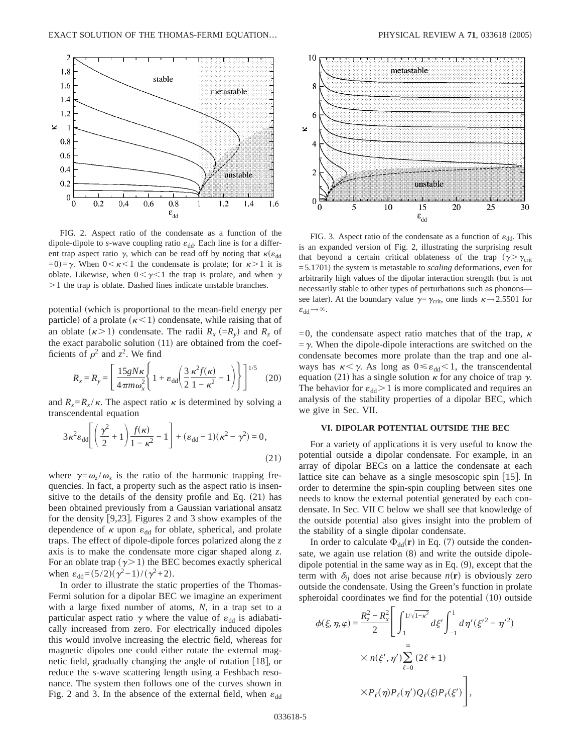FIG. 2. Aspect ratio of the condensate as a function of the dipole-dipole to *s*-wave coupling ratio $\varepsilon_{dd}$. Each line is for a different trap aspect ratio $\gamma$, which can be read off by noting that $\kappa(\varepsilon_{dd}=0)=\gamma$. When $0<\kappa<1$ the condensate is prolate; for $\kappa>1$ it is oblate. Likewise, when $0<\gamma<1$ the trap is prolate, and when $\gamma>1$ the trap is oblate. Dashed lines indicate unstable branches.

FIG. 3. Aspect ratio of the condensate as a function of $\varepsilon_{dd}$. This is an expanded version of Fig. 2, illustrating the surprising result that beyond a certain critical oblateness of the trap ($\gamma>\gamma_{crit}=5.1701$) the system is metastable to *scaling* deformations, even for arbitrarily high values of the dipolar interaction strength (but is not necessarily stable to other types of perturbations such as phonons—see later). At the boundary value $\gamma=\gamma_{crit}$, one finds $\kappa\to 2.5501$ for $\varepsilon_{dd}\to\infty$.

potential (which is proportional to the mean-field energy per particle) of a prolate ($\kappa<1$) condensate, while raising that of an oblate ($\kappa>1$) condensate. The radii $R_x$ ($=R_y$) and $R_z$ of the exact parabolic solution (11) are obtained from the coefficients of $\rho^2$ and $z^2$. We find

$$R_x = R_y = \left[ \frac{15gN\kappa}{4\pi m \omega_x^2}\left\{ 1 + \varepsilon_{dd}\left( \frac{3}{2}\frac{\kappa^2 f(\kappa)}{1-\kappa^2} - 1 \right)\right\}\right]^{1/5} \quad (20)$$

and $R_z = R_x/\kappa$. The aspect ratio $\kappa$ is determined by solving a transcendental equation

$$3\kappa^2\varepsilon_{dd}\left[\left(\frac{\gamma^2}{2}+1\right)\frac{f(\kappa)}{1-\kappa^2} - 1\right] + (\varepsilon_{dd}-1)(\kappa^2-\gamma^2) = 0, \quad (21)$$

where $\gamma=\omega_z/\omega_x$ is the ratio of the harmonic trapping frequencies. In fact, a property such as the aspect ratio is insensitive to the details of the density profile and Eq. (21) has been obtained previously from a Gaussian variational ansatz for the density [9,23]. Figures 2 and 3 show examples of the dependence of $\kappa$ upon $\varepsilon_{dd}$ for oblate, spherical, and prolate traps. The effect of dipole-dipole forces polarized along the $z$ axis is to make the condensate more cigar shaped along $z$. For an oblate trap ($\gamma>1$) the BEC becomes exactly spherical when $\varepsilon_{dd}=(5/2)(\gamma^2-1)/(\gamma^2+2)$.

In order to illustrate the static properties of the Thomas-Fermi solution for a dipolar BEC we imagine an experiment with a large fixed number of atoms, $N$, in a trap set to a particular aspect ratio $\gamma$ where the value of $\varepsilon_{dd}$ is adiabatically increased from zero. For electrically induced dipoles this would involve increasing the electric field, whereas for magnetic dipoles one could either rotate the external magnetic field, gradually changing the angle of rotation [18], or reduce the *s*-wave scattering length using a Feshbach resonance. The system then follows one of the curves shown in Fig. 2 and 3. In the absence of the external field, when $\varepsilon_{dd}=0$, the condensate aspect ratio matches that of the trap, $\kappa=\gamma$. When the dipole-dipole interactions are switched on the condensate becomes more prolate than the trap and one always has $\kappa<\gamma$. As long as $0\leqslant\varepsilon_{dd}<1$, the transcendental equation (21) has a single solution $\kappa$ for any choice of trap $\gamma$. The behavior for $\varepsilon_{dd}>1$ is more complicated and requires an analysis of the stability properties of a dipolar BEC, which we give in Sec. VII.

### VI. DIPOLAR POTENTIAL OUTSIDE THE BEC

For a variety of applications it is very useful to know the potential outside a dipolar condensate. For example, in an array of dipolar BECs on a lattice the condensate at each lattice site can behave as a single mesoscopic spin [15]. In order to determine the spin-spin coupling between sites one needs to know the external potential generated by each condensate. In Sec. VII C below we shall see that knowledge of the outside potential also gives insight into the problem of the stability of a single dipolar condensate.

In order to calculate $\Phi_{dd}(\mathbf{r})$ in Eq. (7) outside the condensate, we again use relation (8) and write the outside dipole-dipole potential in the same way as in Eq. (9), except that the term with $\delta_{ij}$ does not arise because $n(\mathbf{r})$ is obviously zero outside the condensate. Using the Green's function in prolate spheroidal coordinates we find for the potential (10) outside

$$\phi(\xi,\eta,\varphi) = \frac{R_z^2 - R_x^2}{2}\Bigg[\int_1^{1/\sqrt{1-\kappa^2}} d\xi' \int_{-1}^{1} d\eta' (\xi'^2 - \eta'^2) \times n(\xi',\eta')\sum_{\ell=0}^{\infty}(2\ell+1) \times P_\ell(\eta)P_\ell(\eta')Q_\ell(\xi)P_\ell(\xi')\Bigg],$$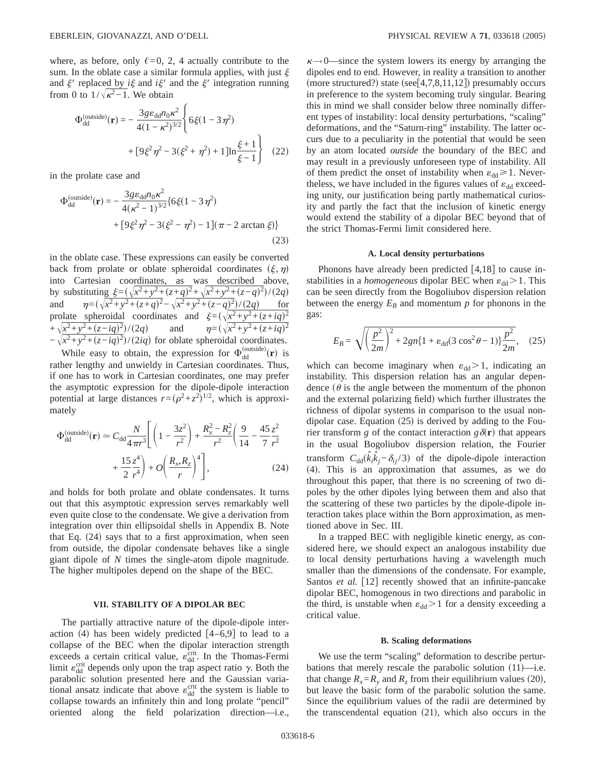where, as before, only $\ell=0$, 2, 4 actually contribute to the sum. In the oblate case a similar formula applies, with just $\xi$ and $\xi'$ replaced by $i\xi$ and $i\xi'$ and the $\xi'$ integration running from 0 to $1/\sqrt{\kappa^2-1}$. We obtain

$$\Phi_{\rm dd}^{(\rm outside)}(\mathbf{r}) = -\frac{3g\varepsilon_{\rm dd}n_0\kappa^2}{4(1-\kappa^2)^{3/2}}\left\{6\xi(1-3\eta^2) + [9\xi^2\eta^2 - 3(\xi^2+\eta^2)+1]\ln\frac{\xi+1}{\xi-1}\right\} \quad (22)$$

in the prolate case and

$$\Phi_{\rm dd}^{(\rm outside)}(\mathbf{r}) = -\frac{3g\varepsilon_{\rm dd}n_0\kappa^2}{4(\kappa^2-1)^{3/2}}\{6\xi(1-3\eta^2) + [9\xi^2\eta^2 - 3(\xi^2-\eta^2)-1](\pi - 2\arctan\xi)\} \quad (23)$$

in the oblate case. These expressions can easily be converted back from prolate or oblate spheroidal coordinates $(\xi,\eta)$ into Cartesian coordinates, as was described above, by substituting $\xi=(\sqrt{x^2+y^2+(z+q)^2}+\sqrt{x^2+y^2+(z-q)^2})/(2q)$ and $\eta=(\sqrt{x^2+y^2+(z+q)^2}-\sqrt{x^2+y^2+(z-q)^2})/(2q)$ for prolate spheroidal coordinates and $\xi=(\sqrt{x^2+y^2+(z+iq)^2}+\sqrt{x^2+y^2+(z-iq)^2})/(2q)$ and $\eta=(\sqrt{x^2+y^2+(z+iq)^2}-\sqrt{x^2+y^2+(z-iq)^2})/(2iq)$ for oblate spheroidal coordinates.

While easy to obtain, the expression for $\Phi_{\rm dd}^{(\rm outside)}(\mathbf{r})$ is rather lengthy and unwieldy in Cartesian coordinates. Thus, if one has to work in Cartesian coordinates, one may prefer the asymptotic expression for the dipole-dipole interaction potential at large distances $r=(\rho^2+z^2)^{1/2}$, which is approximately

$$\Phi_{\rm dd}^{(\rm outside)}(\mathbf{r}) \simeq C_{\rm dd}\frac{N}{4\pi r^3}\left[\left(1-\frac{3z^2}{r^2}\right)+\frac{R_x^2-R_z^2}{r^2}\left(\frac{9}{14}-\frac{45}{7}\frac{z^2}{r^2}+\frac{15}{2}\frac{z^4}{r^4}\right)+O\left(\frac{R_x,R_z}{r}\right)^4\right], \quad (24)$$

and holds for both prolate and oblate condensates. It turns out that this asymptotic expression serves remarkably well even quite close to the condensate. We give a derivation from integration over thin ellipsoidal shells in Appendix B. Note that Eq. (24) says that to a first approximation, when seen from outside, the dipolar condensate behaves like a single giant dipole of $N$ times the single-atom dipole magnitude. The higher multipoles depend on the shape of the BEC.

## VII. STABILITY OF A DIPOLAR BEC

The partially attractive nature of the dipole-dipole interaction (4) has been widely predicted [4–6,9] to lead to a collapse of the BEC when the dipolar interaction strength exceeds a certain critical value, $\varepsilon_{\rm dd}^{\rm crit}$. In the Thomas-Fermi limit $\varepsilon_{\rm dd}^{\rm crit}$ depends only upon the trap aspect ratio $\gamma$. Both the parabolic solution presented here and the Gaussian variational ansatz indicate that above $\varepsilon_{\rm dd}^{\rm crit}$ the system is liable to collapse towards an infinitely thin and long prolate "pencil" oriented along the field polarization direction—i.e., $\kappa\to 0$—since the system lowers its energy by arranging the dipoles end to end. However, in reality a transition to another (more structured?) state (see[4,7,8,11,12]) presumably occurs in preference to the system becoming truly singular. Bearing this in mind we shall consider below three nominally different types of instability: local density perturbations, "scaling" deformations, and the "Saturn-ring" instability. The latter occurs due to a peculiarity in the potential that would be seen by an atom located *outside* the boundary of the BEC and may result in a previously unforeseen type of instability. All of them predict the onset of instability when $\varepsilon_{\rm dd}\geqslant 1$. Nevertheless, we have included in the figures values of $\varepsilon_{\rm dd}$ exceeding unity, our justification being partly mathematical curiosity and partly the fact that the inclusion of kinetic energy would extend the stability of a dipolar BEC beyond that of the strict Thomas-Fermi limit considered here.

### A. Local density perturbations

Phonons have already been predicted [4,18] to cause instabilities in a *homogeneous* dipolar BEC when $\varepsilon_{\rm dd}>1$. This can be seen directly from the Bogoliubov dispersion relation between the energy $E_B$ and momentum $p$ for phonons in the gas:

$$E_B = \sqrt{\left(\frac{p^2}{2m}\right)^2 + 2gn\{1+\varepsilon_{\rm dd}(3\cos^2\theta-1)\}\frac{p^2}{2m}}, \quad (25)$$

which can become imaginary when $\varepsilon_{\rm dd}>1$, indicating an instability. This dispersion relation has an angular dependence ($\theta$ is the angle between the momentum of the phonon and the external polarizing field) which further illustrates the richness of dipolar systems in comparison to the usual nondipolar case. Equation (25) is derived by adding to the Fourier transform $g$ of the contact interaction $g\delta(\mathbf{r})$ that appears in the usual Bogoliubov dispersion relation, the Fourier transform $C_{\rm dd}(\hat{k}_i\hat{k}_j-\delta_{ij}/3)$ of the dipole-dipole interaction (4). This is an approximation that assumes, as we do throughout this paper, that there is no screening of two dipoles by the other dipoles lying between them and also that the scattering of these two particles by the dipole-dipole interaction takes place within the Born approximation, as mentioned above in Sec. III.

In a trapped BEC with negligible kinetic energy, as considered here, we should expect an analogous instability due to local density perturbations having a wavelength much smaller than the dimensions of the condensate. For example, Santos *et al.* [12] recently showed that an infinite-pancake dipolar BEC, homogenous in two directions and parabolic in the third, is unstable when $\varepsilon_{\rm dd}>1$ for a density exceeding a critical value.

### B. Scaling deformations

We use the term "scaling" deformation to describe perturbations that merely rescale the parabolic solution (11)—i.e. that change $R_x=R_y$ and $R_z$ from their equilibrium values (20), but leave the basic form of the parabolic solution the same. Since the equilibrium values of the radii are determined by the transcendental equation (21), which also occurs in the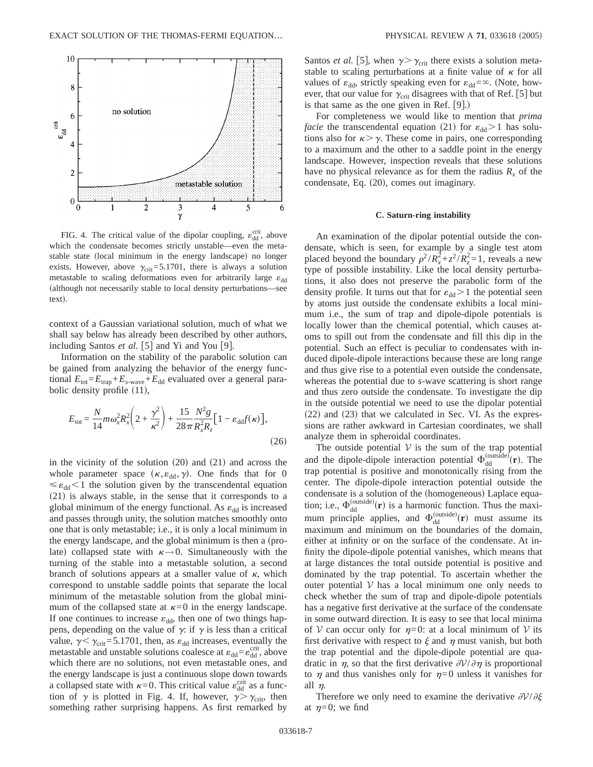FIG. 4. The critical value of the dipolar coupling, $\varepsilon_{dd}^{crit}$, above which the condensate becomes strictly unstable—even the metastable state (local minimum in the energy landscape) no longer exists. However, above $\gamma_{crit}=5.1701$, there is always a solution metastable to scaling deformations even for arbitrarily large $\varepsilon_{dd}$ (although not necessarily stable to local density perturbations—see text).

context of a Gaussian variational solution, much of what we shall say below has already been described by other authors, including Santos *et al.* [5] and Yi and You [9].

Information on the stability of the parabolic solution can be gained from analyzing the behavior of the energy functional $E_{tot}=E_{trap}+E_{s\text{-wave}}+E_{dd}$ evaluated over a general parabolic density profile (11),

$$E_{tot}=\frac{N}{14}m\omega_x^2R_x^2\left(2+\frac{\gamma^2}{\kappa^2}\right)+\frac{15}{28\pi}\frac{N^2g}{R_x^2R_z}\left[1-\varepsilon_{dd}f(\kappa)\right], \tag{26}$$

in the vicinity of the solution (20) and (21) and across the whole parameter space $(\kappa,\varepsilon_{dd},\gamma)$. One finds that for $0\leqslant\varepsilon_{dd}<1$ the solution given by the transcendental equation (21) is always stable, in the sense that it corresponds to a global minimum of the energy functional. As $\varepsilon_{dd}$ is increased and passes through unity, the solution matches smoothly onto one that is only metastable; i.e., it is only a local minimum in the energy landscape, and the global minimum is then a (prolate) collapsed state with $\kappa\to 0$. Simultaneously with the turning of the stable into a metastable solution, a second branch of solutions appears at a smaller value of $\kappa$, which correspond to unstable saddle points that separate the local minimum of the metastable solution from the global minimum of the collapsed state at $\kappa=0$ in the energy landscape. If one continues to increase $\varepsilon_{dd}$, then one of two things happens, depending on the value of $\gamma$: if $\gamma$ is less than a critical value, $\gamma<\gamma_{crit}=5.1701$, then, as $\varepsilon_{dd}$ increases, eventually the metastable and unstable solutions coalesce at $\varepsilon_{dd}=\varepsilon_{dd}^{crit}$, above which there are no solutions, not even metastable ones, and the energy landscape is just a continuous slope down towards a collapsed state with $\kappa=0$. This critical value $\varepsilon_{dd}^{crit}$ as a function of $\gamma$ is plotted in Fig. 4. If, however, $\gamma>\gamma_{crit}$, then something rather surprising happens. As first remarked by Santos *et al.* [5], when $\gamma>\gamma_{crit}$ there exists a solution metastable to scaling perturbations at a finite value of $\kappa$ for all values of $\varepsilon_{dd}$, strictly speaking even for $\varepsilon_{dd}=\infty$. (Note, however, that our value for $\gamma_{crit}$ disagrees with that of Ref. [5] but is that same as the one given in Ref. [9].)

For completeness we would like to mention that *prima facie* the transcendental equation (21) for $\varepsilon_{dd}>1$ has solutions also for $\kappa>\gamma$. These come in pairs, one corresponding to a maximum and the other to a saddle point in the energy landscape. However, inspection reveals that these solutions have no physical relevance as for them the radius $R_x$ of the condensate, Eq. (20), comes out imaginary.

### C. Saturn-ring instability

An examination of the dipolar potential outside the condensate, which is seen, for example by a single test atom placed beyond the boundary $\rho^2/R_x^2+z^2/R_z^2=1$, reveals a new type of possible instability. Like the local density perturbations, it also does not preserve the parabolic form of the density profile. It turns out that for $\varepsilon_{dd}>1$ the potential seen by atoms just outside the condensate exhibits a local minimum i.e., the sum of trap and dipole-dipole potentials is locally lower than the chemical potential, which causes atoms to spill out from the condensate and fill this dip in the potential. Such an effect is peculiar to condensates with induced dipole-dipole interactions because these are long range and thus give rise to a potential even outside the condensate, whereas the potential due to *s*-wave scattering is short range and thus zero outside the condensate. To investigate the dip in the outside potential we need to use the dipolar potential (22) and (23) that we calculated in Sec. VI. As the expressions are rather awkward in Cartesian coordinates, we shall analyze them in spheroidal coordinates.

The outside potential $\mathcal{V}$ is the sum of the trap potential and the dipole-dipole interaction potential $\Phi_{dd}^{(outside)}(\mathbf{r})$. The trap potential is positive and monotonically rising from the center. The dipole-dipole interaction potential outside the condensate is a solution of the (homogeneous) Laplace equation; i.e., $\Phi_{dd}^{(outside)}(\mathbf{r})$ is a harmonic function. Thus the maximum principle applies, and $\Phi_{dd}^{(outside)}(\mathbf{r})$ must assume its maximum and minimum on the boundaries of the domain, either at infinity or on the surface of the condensate. At infinity the dipole-dipole potential vanishes, which means that at large distances the total outside potential is positive and dominated by the trap potential. To ascertain whether the outer potential $\mathcal{V}$ has a local minimum one only needs to check whether the sum of trap and dipole-dipole potentials has a negative first derivative at the surface of the condensate in some outward direction. It is easy to see that local minima of $\mathcal{V}$ can occur only for $\eta=0$: at a local minimum of $\mathcal{V}$ its first derivative with respect to $\xi$ and $\eta$ must vanish, but both the trap potential and the dipole-dipole potential are quadratic in $\eta$, so that the first derivative $\partial\mathcal{V}/\partial\eta$ is proportional to $\eta$ and thus vanishes only for $\eta=0$ unless it vanishes for all $\eta$.

Therefore we only need to examine the derivative $\partial\mathcal{V}/\partial\xi$ at $\eta=0$; we find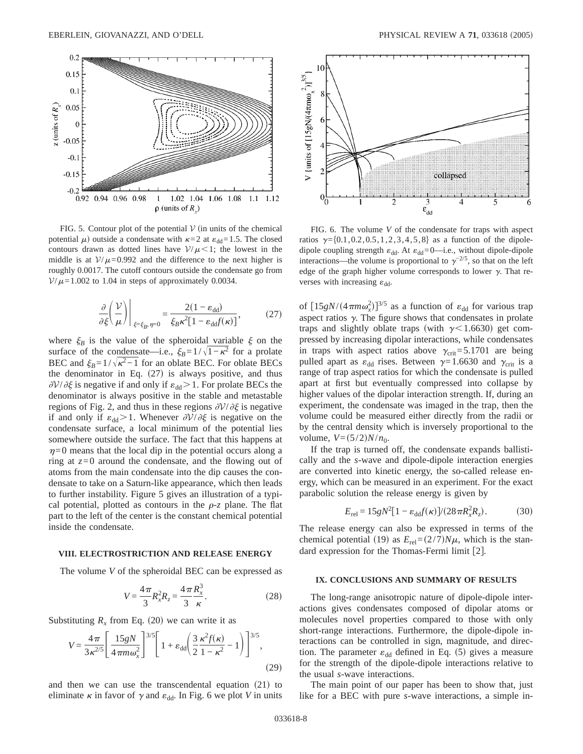FIG. 5. Contour plot of the potential $\mathcal{V}$ (in units of the chemical potential $\mu$) outside a condensate with $\kappa=2$ at $\varepsilon_{dd}=1.5$. The closed contours drawn as dotted lines have $\mathcal{V}/\mu<1$; the lowest in the middle is at $\mathcal{V}/\mu=0.992$ and the difference to the next higher is roughly 0.0017. The cutoff contours outside the condensate go from $\mathcal{V}/\mu=1.002$ to 1.04 in steps of approximately 0.0034.

FIG. 6. The volume $V$ of the condensate for traps with aspect ratios $\gamma=\{0.1,0.2,0.5,1,2,3,4,5,8\}$ as a function of the dipole-dipole coupling strength $\varepsilon_{dd}$. At $\varepsilon_{dd}=0$—i.e., without dipole-dipole interactions—the volume is proportional to $\gamma^{-2/5}$, so that on the left edge of the graph higher volume corresponds to lower $\gamma$. That reverses with increasing $\varepsilon_{dd}$.

$$\left.\frac{\partial}{\partial \xi}\left(\frac{\mathcal{V}}{\mu}\right)\right|_{\xi=\xi_B,\eta=0}=\frac{2(1-\varepsilon_{dd})}{\xi_B\kappa^2[1-\varepsilon_{dd}f(\kappa)]}, \tag{27}$$

where $\xi_B$ is the value of the spheroidal variable $\xi$ on the surface of the condensate—i.e., $\xi_B=1/\sqrt{1-\kappa^2}$ for a prolate BEC and $\xi_B=1/\sqrt{\kappa^2-1}$ for an oblate BEC. For oblate BECs the denominator in Eq. (27) is always positive, and thus $\partial\mathcal{V}/\partial\xi$ is negative if and only if $\varepsilon_{dd}>1$. For prolate BECs the denominator is always positive in the stable and metastable regions of Fig. 2, and thus in these regions $\partial\mathcal{V}/\partial\xi$ is negative if and only if $\varepsilon_{dd}>1$. Whenever $\partial\mathcal{V}/\partial\xi$ is negative on the condensate surface, a local minimum of the potential lies somewhere outside the surface. The fact that this happens at $\eta=0$ means that the local dip in the potential occurs along a ring at $z=0$ around the condensate, and the flowing out of atoms from the main condensate into the dip causes the condensate to take on a Saturn-like appearance, which then leads to further instability. Figure 5 gives an illustration of a typical potential, plotted as contours in the $\rho$-$z$ plane. The flat part to the left of the center is the constant chemical potential inside the condensate.

## VIII. ELECTROSTRICTION AND RELEASE ENERGY

The volume $V$ of the spheroidal BEC can be expressed as

$$V=\frac{4\pi}{3}R_x^2R_z=\frac{4\pi}{3}\frac{R_x^3}{\kappa}. \tag{28}$$

Substituting $R_x$ from Eq. (20) we can write it as

$$V=\frac{4\pi}{3\kappa^{2/5}}\left[\frac{15gN}{4\pi m\omega_x^2}\right]^{3/5}\left[1+\varepsilon_{dd}\left(\frac{3}{2}\frac{\kappa^2 f(\kappa)}{1-\kappa^2}-1\right)\right]^{3/5}, \tag{29}$$

and then we can use the transcendental equation (21) to eliminate $\kappa$ in favor of $\gamma$ and $\varepsilon_{dd}$. In Fig. 6 we plot $V$ in units of $[15gN/(4\pi m\omega_x^2)]^{3/5}$ as a function of $\varepsilon_{dd}$ for various trap aspect ratios $\gamma$. The figure shows that condensates in prolate traps and slightly oblate traps (with $\gamma<1.6630$) get compressed by increasing dipolar interactions, while condensates in traps with aspect ratios above $\gamma_{crit}=5.1701$ are being pulled apart as $\varepsilon_{dd}$ rises. Between $\gamma=1.6630$ and $\gamma_{crit}$ is a range of trap aspect ratios for which the condensate is pulled apart at first but eventually compressed into collapse by higher values of the dipolar interaction strength. If, during an experiment, the condensate was imaged in the trap, then the volume could be measured either directly from the radii or by the central density which is inversely proportional to the volume, $V=(5/2)N/n_0$.

If the trap is turned off, the condensate expands ballistically and the $s$-wave and dipole-dipole interaction energies are converted into kinetic energy, the so-called release energy, which can be measured in an experiment. For the exact parabolic solution the release energy is given by

$$E_{rel}=15gN^2[1-\varepsilon_{dd}f(\kappa)]/(28\pi R_x^2R_z). \tag{30}$$

The release energy can also be expressed in terms of the chemical potential (19) as $E_{rel}=(2/7)N\mu$, which is the standard expression for the Thomas-Fermi limit [2].

## IX. CONCLUSIONS AND SUMMARY OF RESULTS

The long-range anisotropic nature of dipole-dipole interactions gives condensates composed of dipolar atoms or molecules novel properties compared to those with only short-range interactions. Furthermore, the dipole-dipole interactions can be controlled in sign, magnitude, and direction. The parameter $\varepsilon_{dd}$ defined in Eq. (5) gives a measure for the strength of the dipole-dipole interactions relative to the usual $s$-wave interactions.

The main point of our paper has been to show that, just like for a BEC with pure $s$-wave interactions, a simple in-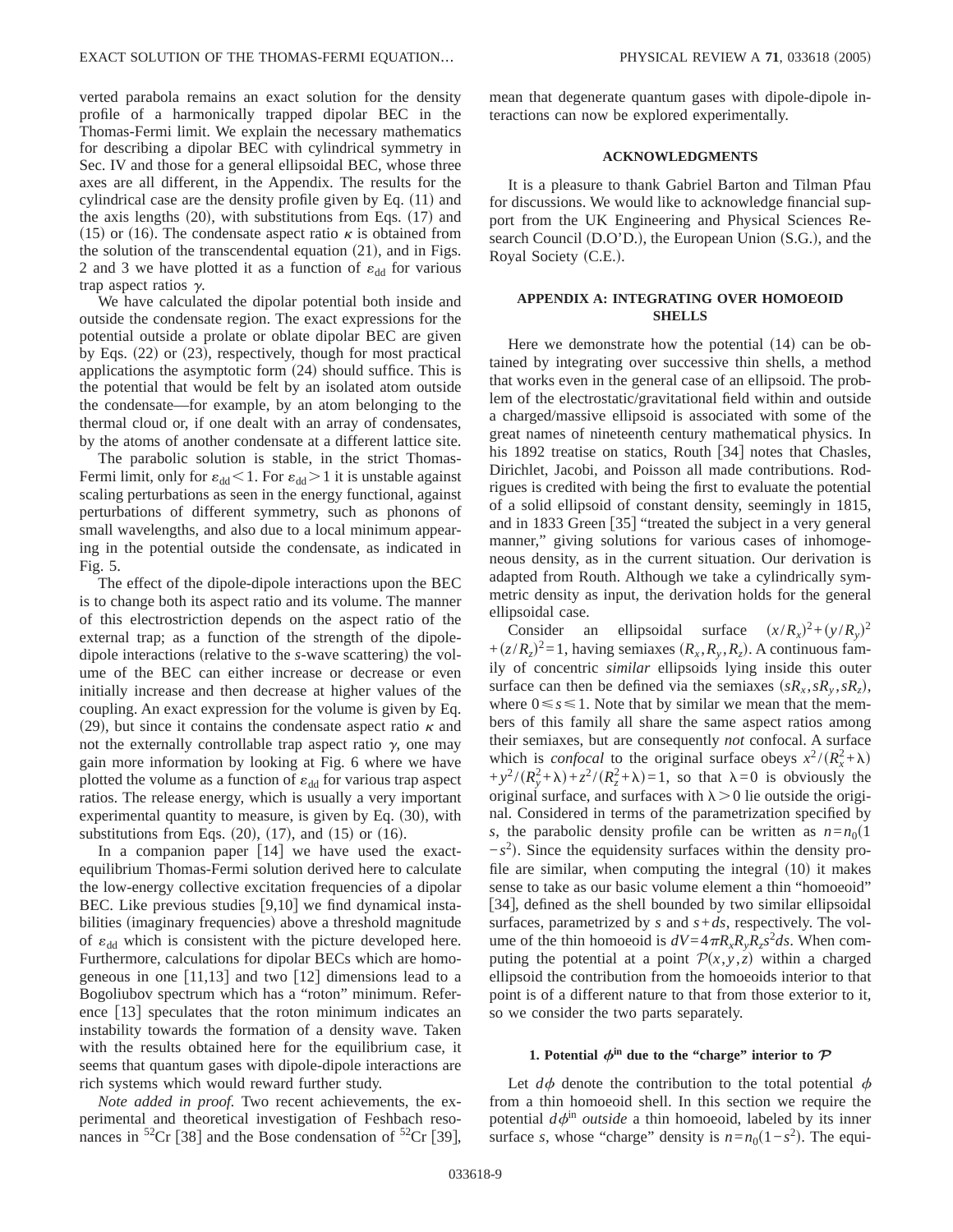verted parabola remains an exact solution for the density profile of a harmonically trapped dipolar BEC in the Thomas-Fermi limit. We explain the necessary mathematics for describing a dipolar BEC with cylindrical symmetry in Sec. IV and those for a general ellipsoidal BEC, whose three axes are all different, in the Appendix. The results for the cylindrical case are the density profile given by Eq. (11) and the axis lengths (20), with substitutions from Eqs. (17) and (15) or (16). The condensate aspect ratio $\kappa$ is obtained from the solution of the transcendental equation (21), and in Figs. 2 and 3 we have plotted it as a function of $\varepsilon_{dd}$ for various trap aspect ratios $\gamma$.

We have calculated the dipolar potential both inside and outside the condensate region. The exact expressions for the potential outside a prolate or oblate dipolar BEC are given by Eqs. (22) or (23), respectively, though for most practical applications the asymptotic form (24) should suffice. This is the potential that would be felt by an isolated atom outside the condensate—for example, by an atom belonging to the thermal cloud or, if one dealt with an array of condensates, by the atoms of another condensate at a different lattice site.

The parabolic solution is stable, in the strict Thomas-Fermi limit, only for $\varepsilon_{dd}<1$. For $\varepsilon_{dd}>1$ it is unstable against scaling perturbations as seen in the energy functional, against perturbations of different symmetry, such as phonons of small wavelengths, and also due to a local minimum appearing in the potential outside the condensate, as indicated in Fig. 5.

The effect of the dipole-dipole interactions upon the BEC is to change both its aspect ratio and its volume. The manner of this electrostriction depends on the aspect ratio of the external trap; as a function of the strength of the dipole-dipole interactions (relative to the *s*-wave scattering) the volume of the BEC can either increase or decrease or even initially increase and then decrease at higher values of the coupling. An exact expression for the volume is given by Eq. (29), but since it contains the condensate aspect ratio $\kappa$ and not the externally controllable trap aspect ratio $\gamma$, one may gain more information by looking at Fig. 6 where we have plotted the volume as a function of $\varepsilon_{dd}$ for various trap aspect ratios. The release energy, which is usually a very important experimental quantity to measure, is given by Eq. (30), with substitutions from Eqs. (20), (17), and (15) or (16).

In a companion paper [14] we have used the exact-equilibrium Thomas-Fermi solution derived here to calculate the low-energy collective excitation frequencies of a dipolar BEC. Like previous studies [9,10] we find dynamical instabilities (imaginary frequencies) above a threshold magnitude of $\varepsilon_{dd}$ which is consistent with the picture developed here. Furthermore, calculations for dipolar BECs which are homogeneous in one [11,13] and two [12] dimensions lead to a Bogoliubov spectrum which has a "roton" minimum. Reference [13] speculates that the roton minimum indicates an instability towards the formation of a density wave. Taken with the results obtained here for the equilibrium case, it seems that quantum gases with dipole-dipole interactions are rich systems which would reward further study.

*Note added in proof.* Two recent achievements, the experimental and theoretical investigation of Feshbach resonances in $^{52}$Cr [38] and the Bose condensation of $^{52}$Cr [39], mean that degenerate quantum gases with dipole-dipole interactions can now be explored experimentally.

## ACKNOWLEDGMENTS

It is a pleasure to thank Gabriel Barton and Tilman Pfau for discussions. We would like to acknowledge financial support from the UK Engineering and Physical Sciences Research Council (D.O'D.), the European Union (S.G.), and the Royal Society (C.E.).

## APPENDIX A: INTEGRATING OVER HOMOEOID SHELLS

Here we demonstrate how the potential (14) can be obtained by integrating over successive thin shells, a method that works even in the general case of an ellipsoid. The problem of the electrostatic/gravitational field within and outside a charged/massive ellipsoid is associated with some of the great names of nineteenth century mathematical physics. In his 1892 treatise on statics, Routh [34] notes that Chasles, Dirichlet, Jacobi, and Poisson all made contributions. Rodrigues is credited with being the first to evaluate the potential of a solid ellipsoid of constant density, seemingly in 1815, and in 1833 Green [35] "treated the subject in a very general manner," giving solutions for various cases of inhomogeneous density, as in the current situation. Our derivation is adapted from Routh. Although we take a cylindrically symmetric density as input, the derivation holds for the general ellipsoidal case.

Consider an ellipsoidal surface $(x/R_x)^2+(y/R_y)^2+(z/R_z)^2=1$, having semiaxes $(R_x,R_y,R_z)$. A continuous family of concentric *similar* ellipsoids lying inside this outer surface can then be defined via the semiaxes $(sR_x,sR_y,sR_z)$, where $0\le s\le 1$. Note that by similar we mean that the members of this family all share the same aspect ratios among their semiaxes, but are consequently *not* confocal. A surface which is *confocal* to the original surface obeys $x^2/(R_x^2+\lambda)+y^2/(R_y^2+\lambda)+z^2/(R_z^2+\lambda)=1$, so that $\lambda=0$ is obviously the original surface, and surfaces with $\lambda>0$ lie outside the original. Considered in terms of the parametrization specified by $s$, the parabolic density profile can be written as $n=n_0(1-s^2)$. Since the equidensity surfaces within the density profile are similar, when computing the integral (10) it makes sense to take as our basic volume element a thin "homoeoid" [34], defined as the shell bounded by two similar ellipsoidal surfaces, parametrized by $s$ and $s+ds$, respectively. The volume of the thin homoeoid is $dV=4\pi R_xR_yR_zs^2ds$. When computing the potential at a point $\mathcal{P}(x,y,z)$ within a charged ellipsoid the contribution from the homoeoids interior to that point is of a different nature to that from those exterior to it, so we consider the two parts separately.

### 1. Potential $\phi^{\text{in}}$ due to the "charge" interior to $\mathcal{P}$

Let $d\phi$ denote the contribution to the total potential $\phi$ from a thin homoeoid shell. In this section we require the potential $d\phi^{\text{in}}$ *outside* a thin homoeoid, labeled by its inner surface $s$, whose "charge" density is $n=n_0(1-s^2)$. The equi-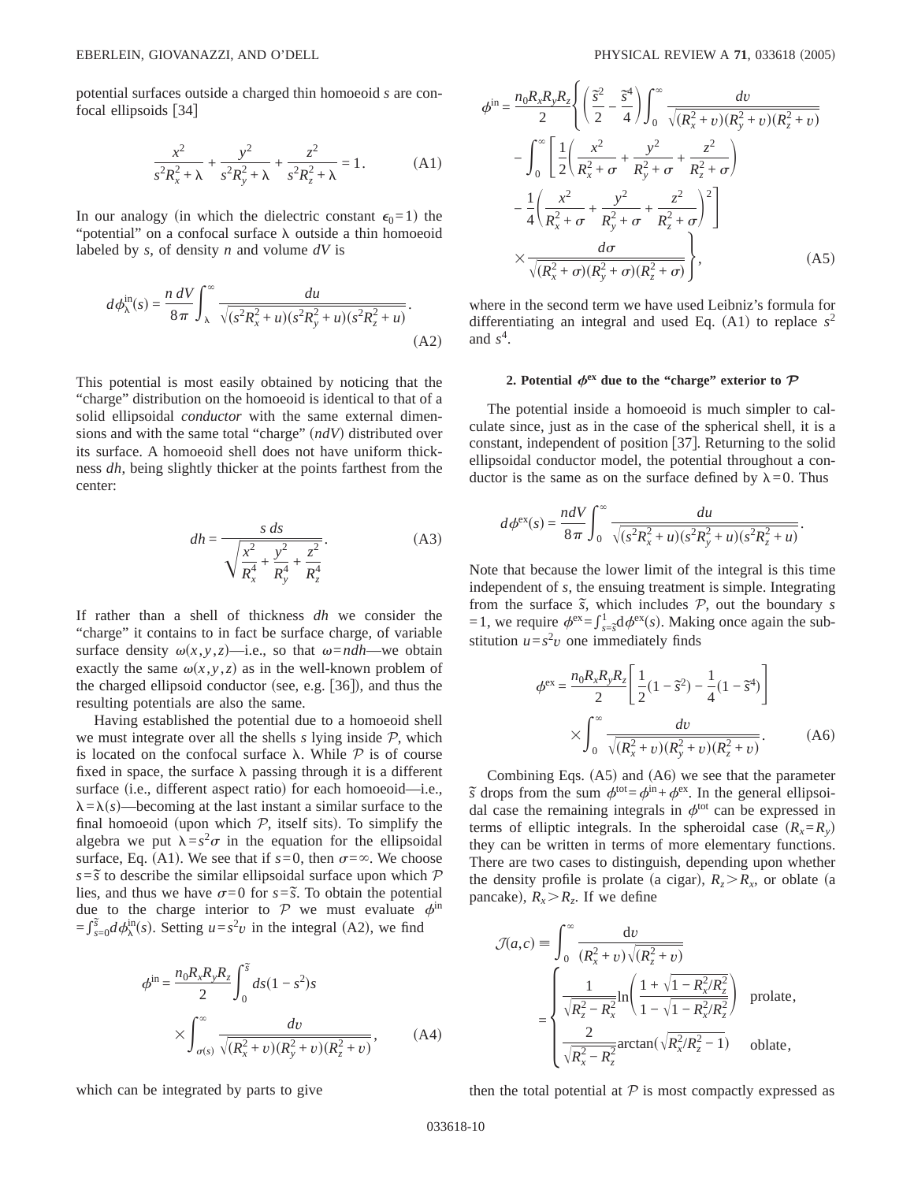potential surfaces outside a charged thin homoeoid $s$ are confocal ellipsoids [34]

$$\frac{x^2}{s^2R_x^2+\lambda}+\frac{y^2}{s^2R_y^2+\lambda}+\frac{z^2}{s^2R_z^2+\lambda}=1. \qquad \text{(A1)}$$

In our analogy (in which the dielectric constant $\epsilon_0=1$) the "potential" on a confocal surface $\lambda$ outside a thin homoeoid labeled by $s$, of density $n$ and volume $dV$ is

$$d\phi_\lambda^{\text{in}}(s)=\frac{n\,dV}{8\pi}\int_\lambda^\infty \frac{du}{\sqrt{(s^2R_x^2+u)(s^2R_y^2+u)(s^2R_z^2+u)}}. \qquad \text{(A2)}$$

This potential is most easily obtained by noticing that the "charge" distribution on the homoeoid is identical to that of a solid ellipsoidal *conductor* with the same external dimensions and with the same total "charge" ($ndV$) distributed over its surface. A homoeoid shell does not have uniform thickness $dh$, being slightly thicker at the points farthest from the center:

$$dh=\frac{s\,ds}{\sqrt{\dfrac{x^2}{R_x^4}+\dfrac{y^2}{R_y^4}+\dfrac{z^2}{R_z^4}}}. \qquad \text{(A3)}$$

If rather than a shell of thickness $dh$ we consider the "charge" it contains to in fact be surface charge, of variable surface density $\omega(x,y,z)$—i.e., so that $\omega=ndh$—we obtain exactly the same $\omega(x,y,z)$ as in the well-known problem of the charged ellipsoid conductor (see, e.g. [36]), and thus the resulting potentials are also the same.

Having established the potential due to a homoeoid shell we must integrate over all the shells $s$ lying inside $\mathcal{P}$, which is located on the confocal surface $\lambda$. While $\mathcal{P}$ is of course fixed in space, the surface $\lambda$ passing through it is a different surface (i.e., different aspect ratio) for each homoeoid—i.e., $\lambda=\lambda(s)$—becoming at the last instant a similar surface to the final homoeoid (upon which $\mathcal{P}$, itself sits). To simplify the algebra we put $\lambda=s^2\sigma$ in the equation for the ellipsoidal surface, Eq. (A1). We see that if $s=0$, then $\sigma=\infty$. We choose $s=\tilde{s}$ to describe the similar ellipsoidal surface upon which $\mathcal{P}$ lies, and thus we have $\sigma=0$ for $s=\tilde{s}$. To obtain the potential due to the charge interior to $\mathcal{P}$ we must evaluate $\phi^{\text{in}}=\int_{s=0}^{\tilde{s}}d\phi_\lambda^{\text{in}}(s)$. Setting $u=s^2v$ in the integral (A2), we find

$$\phi^{\text{in}}=\frac{n_0R_xR_yR_z}{2}\int_0^{\tilde{s}}ds(1-s^2)s \times\int_{\sigma(s)}^\infty \frac{dv}{\sqrt{(R_x^2+v)(R_y^2+v)(R_z^2+v)}}, \qquad \text{(A4)}$$

which can be integrated by parts to give

$$\begin{aligned}\phi^{\text{in}}=\frac{n_0R_xR_yR_z}{2}\Bigg\{&\left(\frac{\tilde{s}^2}{2}-\frac{\tilde{s}^4}{4}\right)\int_0^\infty \frac{dv}{\sqrt{(R_x^2+v)(R_y^2+v)(R_z^2+v)}}\\ &-\int_0^\infty\left[\frac{1}{2}\left(\frac{x^2}{R_x^2+\sigma}+\frac{y^2}{R_y^2+\sigma}+\frac{z^2}{R_z^2+\sigma}\right)\right.\\ &\left.-\frac{1}{4}\left(\frac{x^2}{R_x^2+\sigma}+\frac{y^2}{R_y^2+\sigma}+\frac{z^2}{R_z^2+\sigma}\right)^2\right]\\ &\times\frac{d\sigma}{\sqrt{(R_x^2+\sigma)(R_y^2+\sigma)(R_z^2+\sigma)}}\Bigg\},\end{aligned} \qquad \text{(A5)}$$

where in the second term we have used Leibniz's formula for differentiating an integral and used Eq. (A1) to replace $s^2$ and $s^4$.

#### 2. Potential $\phi^{\text{ex}}$ due to the "charge" exterior to $\mathcal{P}$

The potential inside a homoeoid is much simpler to calculate since, just as in the case of the spherical shell, it is a constant, independent of position [37]. Returning to the solid ellipsoidal conductor model, the potential throughout a conductor is the same as on the surface defined by $\lambda=0$. Thus

$$d\phi^{\text{ex}}(s)=\frac{ndV}{8\pi}\int_0^\infty \frac{du}{\sqrt{(s^2R_x^2+u)(s^2R_y^2+u)(s^2R_z^2+u)}}.$$

Note that because the lower limit of the integral is this time independent of $s$, the ensuing treatment is simple. Integrating from the surface $\tilde{s}$, which includes $\mathcal{P}$, out the boundary $s=1$, we require $\phi^{\text{ex}}=\int_{s=\tilde{s}}^1 d\phi^{\text{ex}}(s)$. Making once again the substitution $u=s^2v$ one immediately finds

$$\phi^{\text{ex}}=\frac{n_0R_xR_yR_z}{2}\left[\frac{1}{2}(1-\tilde{s}^2)-\frac{1}{4}(1-\tilde{s}^4)\right]\times\int_0^\infty \frac{dv}{\sqrt{(R_x^2+v)(R_y^2+v)(R_z^2+v)}}. \qquad \text{(A6)}$$

Combining Eqs. (A5) and (A6) we see that the parameter $\tilde{s}$ drops from the sum $\phi^{\text{tot}}=\phi^{\text{in}}+\phi^{\text{ex}}$. In the general ellipsoidal case the remaining integrals in $\phi^{\text{tot}}$ can be expressed in terms of elliptic integrals. In the spheroidal case $(R_x=R_y)$ they can be written in terms of more elementary functions. There are two cases to distinguish, depending upon whether the density profile is prolate (a cigar), $R_z>R_x$, or oblate (a pancake), $R_x>R_z$. If we define

$$\mathcal{J}(a,c)\equiv\int_0^\infty \frac{\mathrm{d}v}{(R_x^2+v)\sqrt{(R_z^2+v)}} =\begin{cases}\dfrac{1}{\sqrt{R_z^2-R_x^2}}\ln\left(\dfrac{1+\sqrt{1-R_x^2/R_z^2}}{1-\sqrt{1-R_x^2/R_z^2}}\right) & \text{prolate},\\[2ex] \dfrac{2}{\sqrt{R_x^2-R_z^2}}\arctan(\sqrt{R_x^2/R_z^2-1}) & \text{oblate},\end{cases}$$

then the total potential at $\mathcal{P}$ is most compactly expressed as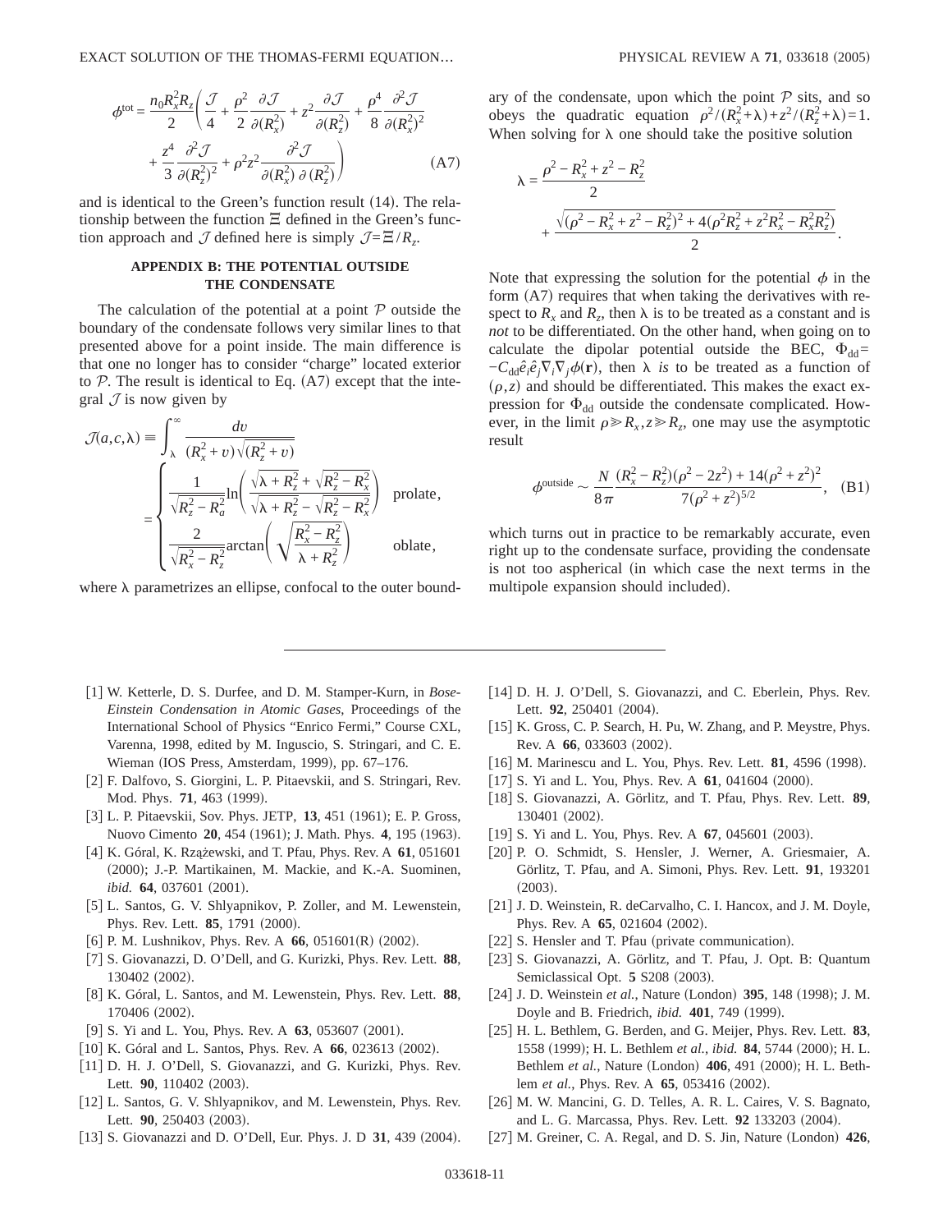$$\phi^{\text{tot}} = \frac{n_0 R_x^2 R_z}{2} \left( \frac{\mathcal{J}}{4} + \frac{\rho^2}{2} \frac{\partial \mathcal{J}}{\partial (R_x^2)} + z^2 \frac{\partial \mathcal{J}}{\partial (R_z^2)} + \frac{\rho^4}{8} \frac{\partial^2 \mathcal{J}}{\partial (R_x^2)^2} + \frac{z^4}{3} \frac{\partial^2 \mathcal{J}}{\partial (R_z^2)^2} + \rho^2 z^2 \frac{\partial^2 \mathcal{J}}{\partial (R_x^2)\, \partial (R_z^2)} \right) \quad \text{(A7)}$$

and is identical to the Green's function result (14). The relationship between the function $\Xi$ defined in the Green's function approach and $\mathcal{J}$ defined here is simply $\mathcal{J} = \Xi / R_z$.

## APPENDIX B: THE POTENTIAL OUTSIDE THE CONDENSATE

The calculation of the potential at a point $\mathcal{P}$ outside the boundary of the condensate follows very similar lines to that presented above for a point inside. The main difference is that one no longer has to consider "charge" located exterior to $\mathcal{P}$. The result is identical to Eq. (A7) except that the integral $\mathcal{J}$ is now given by

$$\mathcal{J}(a,c,\lambda) \equiv \int_\lambda^\infty \frac{dv}{(R_x^2 + v)\sqrt{(R_z^2 + v)}} = \begin{cases} \dfrac{1}{\sqrt{R_z^2 - R_a^2}} \ln\left( \dfrac{\sqrt{\lambda + R_z^2} + \sqrt{R_z^2 - R_x^2}}{\sqrt{\lambda + R_z^2} - \sqrt{R_z^2 - R_x^2}} \right) & \text{prolate}, \\[2ex] \dfrac{2}{\sqrt{R_x^2 - R_z^2}} \arctan\left( \sqrt{\dfrac{R_x^2 - R_z^2}{\lambda + R_z^2}} \right) & \text{oblate}, \end{cases}$$

where $\lambda$ parametrizes an ellipse, confocal to the outer boundary of the condensate, upon which the point $\mathcal{P}$ sits, and so obeys the quadratic equation $\rho^2/(R_x^2+\lambda) + z^2/(R_z^2+\lambda) = 1$. When solving for $\lambda$ one should take the positive solution

$$\lambda = \frac{\rho^2 - R_x^2 + z^2 - R_z^2}{2} + \frac{\sqrt{(\rho^2 - R_x^2 + z^2 - R_z^2)^2 + 4(\rho^2 R_z^2 + z^2 R_x^2 - R_x^2 R_z^2)}}{2}.$$

Note that expressing the solution for the potential $\phi$ in the form (A7) requires that when taking the derivatives with respect to $R_x$ and $R_z$, then $\lambda$ is to be treated as a constant and is *not* to be differentiated. On the other hand, when going on to calculate the dipolar potential outside the BEC, $\Phi_{\text{dd}} = -C_{\text{dd}} \hat{e}_i \hat{e}_j \nabla_i \nabla_j \phi(\mathbf{r})$, then $\lambda$ *is* to be treated as a function of $(\rho, z)$ and should be differentiated. This makes the exact expression for $\Phi_{\text{dd}}$ outside the condensate complicated. However, in the limit $\rho \gg R_x, z \gg R_z$, one may use the asymptotic result

$$\phi^{\text{outside}} \sim \frac{N}{8\pi} \frac{(R_x^2 - R_z^2)(\rho^2 - 2z^2) + 14(\rho^2 + z^2)^2}{7(\rho^2 + z^2)^{5/2}}, \quad \text{(B1)}$$

which turns out in practice to be remarkably accurate, even right up to the condensate surface, providing the condensate is not too aspherical (in which case the next terms in the multipole expansion should included).

---

[1] W. Ketterle, D. S. Durfee, and D. M. Stamper-Kurn, in *Bose-Einstein Condensation in Atomic Gases*, Proceedings of the International School of Physics "Enrico Fermi," Course CXL, Varenna, 1998, edited by M. Inguscio, S. Stringari, and C. E. Wieman (IOS Press, Amsterdam, 1999), pp. 67–176.

[2] F. Dalfovo, S. Giorgini, L. P. Pitaevskii, and S. Stringari, Rev. Mod. Phys. **71**, 463 (1999).

[3] L. P. Pitaevskii, Sov. Phys. JETP, **13**, 451 (1961); E. P. Gross, Nuovo Cimento **20**, 454 (1961); J. Math. Phys. **4**, 195 (1963).

[4] K. Góral, K. Rzążewski, and T. Pfau, Phys. Rev. A **61**, 051601 (2000); J.-P. Martikainen, M. Mackie, and K.-A. Suominen, *ibid.* **64**, 037601 (2001).

[5] L. Santos, G. V. Shlyapnikov, P. Zoller, and M. Lewenstein, Phys. Rev. Lett. **85**, 1791 (2000).

[6] P. M. Lushnikov, Phys. Rev. A **66**, 051601(R) (2002).

[7] S. Giovanazzi, D. O'Dell, and G. Kurizki, Phys. Rev. Lett. **88**, 130402 (2002).

[8] K. Góral, L. Santos, and M. Lewenstein, Phys. Rev. Lett. **88**, 170406 (2002).

[9] S. Yi and L. You, Phys. Rev. A **63**, 053607 (2001).

[10] K. Góral and L. Santos, Phys. Rev. A **66**, 023613 (2002).

[11] D. H. J. O'Dell, S. Giovanazzi, and G. Kurizki, Phys. Rev. Lett. **90**, 110402 (2003).

[12] L. Santos, G. V. Shlyapnikov, and M. Lewenstein, Phys. Rev. Lett. **90**, 250403 (2003).

[13] S. Giovanazzi and D. O'Dell, Eur. Phys. J. D **31**, 439 (2004).

[14] D. H. J. O'Dell, S. Giovanazzi, and C. Eberlein, Phys. Rev. Lett. **92**, 250401 (2004).

[15] K. Gross, C. P. Search, H. Pu, W. Zhang, and P. Meystre, Phys. Rev. A **66**, 033603 (2002).

[16] M. Marinescu and L. You, Phys. Rev. Lett. **81**, 4596 (1998).

[17] S. Yi and L. You, Phys. Rev. A **61**, 041604 (2000).

[18] S. Giovanazzi, A. Görlitz, and T. Pfau, Phys. Rev. Lett. **89**, 130401 (2002).

[19] S. Yi and L. You, Phys. Rev. A **67**, 045601 (2003).

[20] P. O. Schmidt, S. Hensler, J. Werner, A. Griesmaier, A. Görlitz, T. Pfau, and A. Simoni, Phys. Rev. Lett. **91**, 193201 (2003).

[21] J. D. Weinstein, R. deCarvalho, C. I. Hancox, and J. M. Doyle, Phys. Rev. A **65**, 021604 (2002).

[22] S. Hensler and T. Pfau (private communication).

[23] S. Giovanazzi, A. Görlitz, and T. Pfau, J. Opt. B: Quantum Semiclassical Opt. **5** S208 (2003).

[24] J. D. Weinstein *et al.*, Nature (London) **395**, 148 (1998); J. M. Doyle and B. Friedrich, *ibid.* **401**, 749 (1999).

[25] H. L. Bethlem, G. Berden, and G. Meijer, Phys. Rev. Lett. **83**, 1558 (1999); H. L. Bethlem *et al.*, *ibid.* **84**, 5744 (2000); H. L. Bethlem *et al.*, Nature (London) **406**, 491 (2000); H. L. Bethlem *et al.*, Phys. Rev. A **65**, 053416 (2002).

[26] M. W. Mancini, G. D. Telles, A. R. L. Caires, V. S. Bagnato, and L. G. Marcassa, Phys. Rev. Lett. **92** 133203 (2004).

[27] M. Greiner, C. A. Regal, and D. S. Jin, Nature (London) **426**,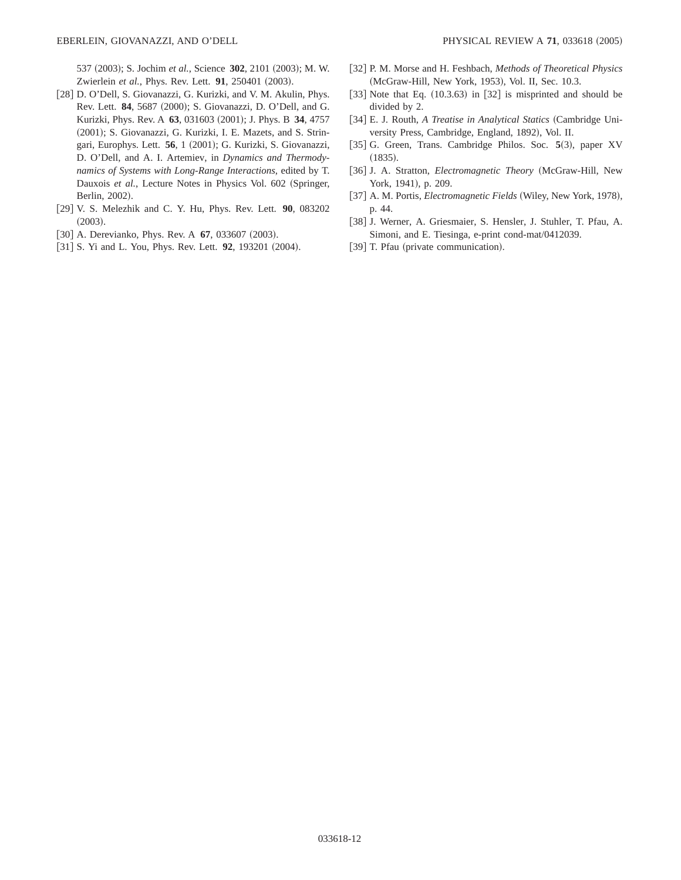537 (2003); S. Jochim *et al.*, Science **302**, 2101 (2003); M. W. Zwierlein *et al.*, Phys. Rev. Lett. **91**, 250401 (2003).

[28] D. O'Dell, S. Giovanazzi, G. Kurizki, and V. M. Akulin, Phys. Rev. Lett. **84**, 5687 (2000); S. Giovanazzi, D. O'Dell, and G. Kurizki, Phys. Rev. A **63**, 031603 (2001); J. Phys. B **34**, 4757 (2001); S. Giovanazzi, G. Kurizki, I. E. Mazets, and S. Stringari, Europhys. Lett. **56**, 1 (2001); G. Kurizki, S. Giovanazzi, D. O'Dell, and A. I. Artemiev, in *Dynamics and Thermodynamics of Systems with Long-Range Interactions*, edited by T. Dauxois *et al.*, Lecture Notes in Physics Vol. 602 (Springer, Berlin, 2002).

[29] V. S. Melezhik and C. Y. Hu, Phys. Rev. Lett. **90**, 083202 (2003).

[30] A. Derevianko, Phys. Rev. A **67**, 033607 (2003).

[31] S. Yi and L. You, Phys. Rev. Lett. **92**, 193201 (2004).

[32] P. M. Morse and H. Feshbach, *Methods of Theoretical Physics* (McGraw-Hill, New York, 1953), Vol. II, Sec. 10.3.

[33] Note that Eq. (10.3.63) in [32] is misprinted and should be divided by 2.

[34] E. J. Routh, *A Treatise in Analytical Statics* (Cambridge University Press, Cambridge, England, 1892), Vol. II.

[35] G. Green, Trans. Cambridge Philos. Soc. **5**(3), paper XV (1835).

[36] J. A. Stratton, *Electromagnetic Theory* (McGraw-Hill, New York, 1941), p. 209.

[37] A. M. Portis, *Electromagnetic Fields* (Wiley, New York, 1978), p. 44.

[38] J. Werner, A. Griesmaier, S. Hensler, J. Stuhler, T. Pfau, A. Simoni, and E. Tiesinga, e-print cond-mat/0412039.

[39] T. Pfau (private communication).